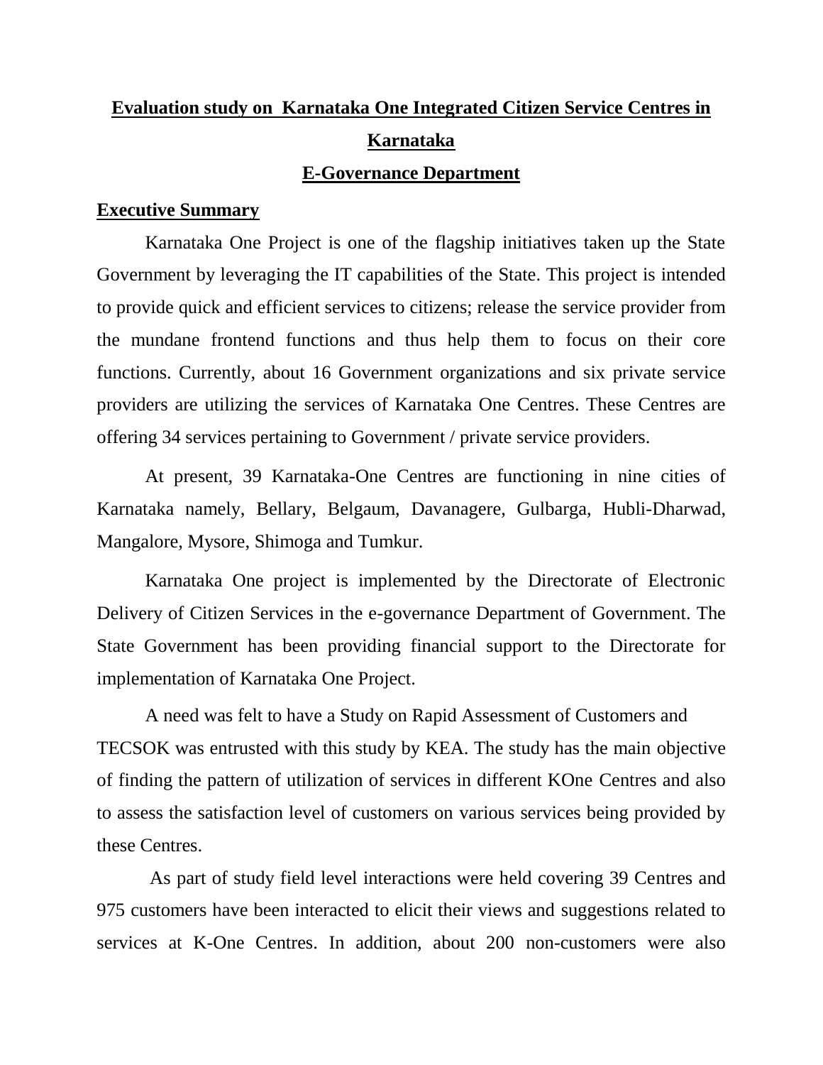# Evaluation study on Karnataka One Integrated Citizen Service Centres in Karnataka

## E-Governance Department

### Executive Summary

Karnataka One Project is one of the flagship initiatives taken up the State Government by leveraging the IT capabilities of the State. This project is intended to provide quick and efficient services to citizens; release the service provider from the mundane frontend functions and thus help them to focus on their core functions. Currently, about 16 Government organizations and six private service providers are utilizing the services of Karnataka One Centres. These Centres are offering 34 services pertaining to Government / private service providers.

At present, 39 Karnataka-One Centres are functioning in nine cities of Karnataka namely, Bellary, Belgaum, Davanagere, Gulbarga, Hubli-Dharwad, Mangalore, Mysore, Shimoga and Tumkur.

Karnataka One project is implemented by the Directorate of Electronic Delivery of Citizen Services in the e-governance Department of Government. The State Government has been providing financial support to the Directorate for implementation of Karnataka One Project.

A need was felt to have a Study on Rapid Assessment of Customers and TECSOK was entrusted with this study by KEA. The study has the main objective of finding the pattern of utilization of services in different KOne Centres and also to assess the satisfaction level of customers on various services being provided by these Centres.

As part of study field level interactions were held covering 39 Centres and 975 customers have been interacted to elicit their views and suggestions related to services at K-One Centres. In addition, about 200 non-customers were also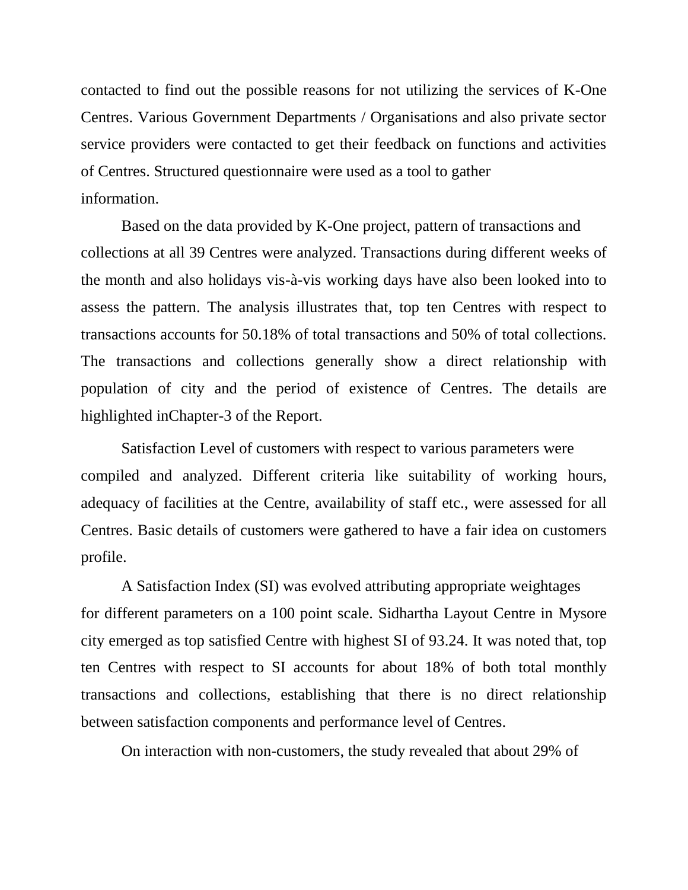contacted to find out the possible reasons for not utilizing the services of K-One Centres. Various Government Departments / Organisations and also private sector service providers were contacted to get their feedback on functions and activities of Centres. Structured questionnaire were used as a tool to gather information.

Based on the data provided by K-One project, pattern of transactions and collections at all 39 Centres were analyzed. Transactions during different weeks of the month and also holidays vis-à-vis working days have also been looked into to assess the pattern. The analysis illustrates that, top ten Centres with respect to transactions accounts for 50.18% of total transactions and 50% of total collections. The transactions and collections generally show a direct relationship with population of city and the period of existence of Centres. The details are highlighted inChapter-3 of the Report.

Satisfaction Level of customers with respect to various parameters were compiled and analyzed. Different criteria like suitability of working hours, adequacy of facilities at the Centre, availability of staff etc., were assessed for all Centres. Basic details of customers were gathered to have a fair idea on customers profile.

A Satisfaction Index (SI) was evolved attributing appropriate weightages for different parameters on a 100 point scale. Sidhartha Layout Centre in Mysore city emerged as top satisfied Centre with highest SI of 93.24. It was noted that, top ten Centres with respect to SI accounts for about 18% of both total monthly transactions and collections, establishing that there is no direct relationship between satisfaction components and performance level of Centres.

On interaction with non-customers, the study revealed that about 29% of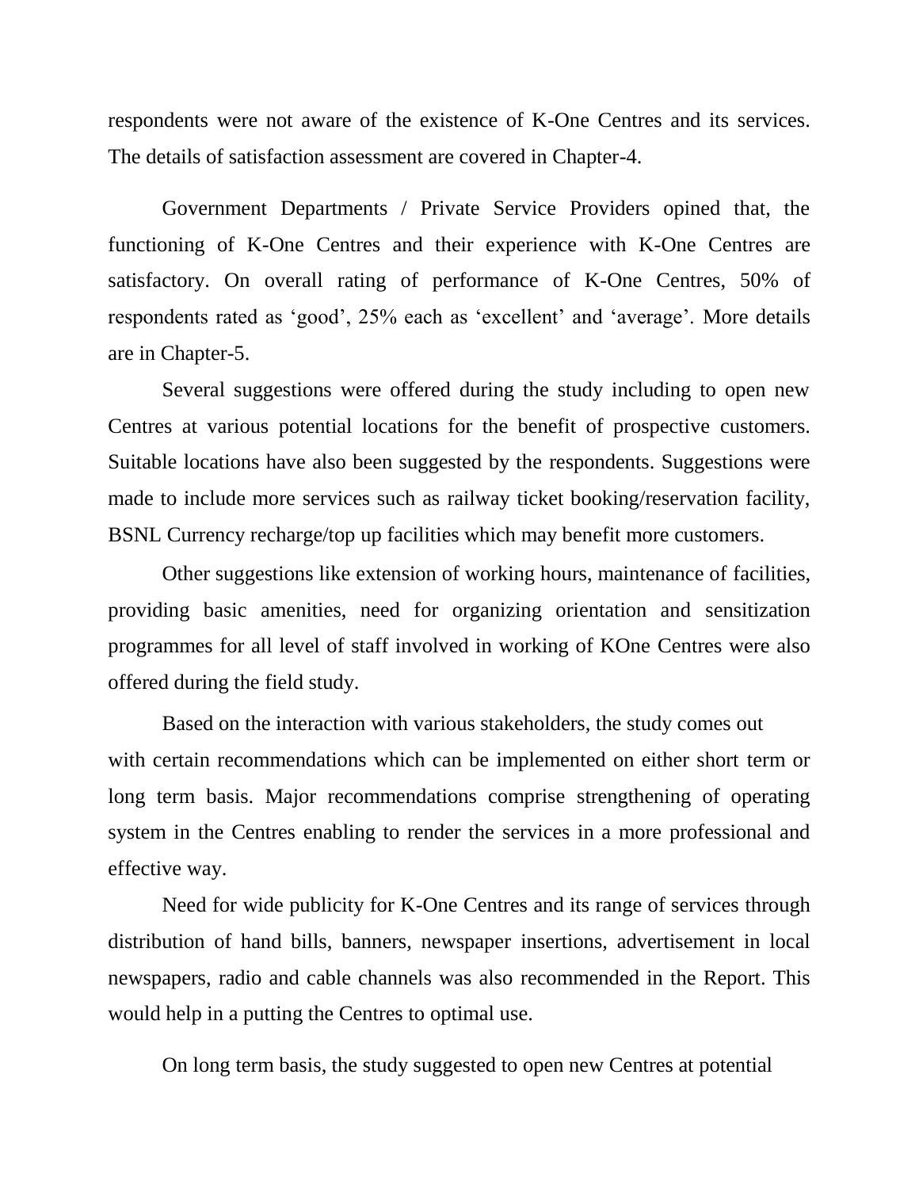respondents were not aware of the existence of K-One Centres and its services. The details of satisfaction assessment are covered in Chapter-4.

Government Departments / Private Service Providers opined that, the functioning of K-One Centres and their experience with K-One Centres are satisfactory. On overall rating of performance of K-One Centres, 50% of respondents rated as 'good', 25% each as 'excellent' and 'average'. More details are in Chapter-5.

Several suggestions were offered during the study including to open new Centres at various potential locations for the benefit of prospective customers. Suitable locations have also been suggested by the respondents. Suggestions were made to include more services such as railway ticket booking/reservation facility, BSNL Currency recharge/top up facilities which may benefit more customers.

Other suggestions like extension of working hours, maintenance of facilities, providing basic amenities, need for organizing orientation and sensitization programmes for all level of staff involved in working of KOne Centres were also offered during the field study.

Based on the interaction with various stakeholders, the study comes out with certain recommendations which can be implemented on either short term or long term basis. Major recommendations comprise strengthening of operating system in the Centres enabling to render the services in a more professional and effective way.

Need for wide publicity for K-One Centres and its range of services through distribution of hand bills, banners, newspaper insertions, advertisement in local newspapers, radio and cable channels was also recommended in the Report. This would help in a putting the Centres to optimal use.

On long term basis, the study suggested to open new Centres at potential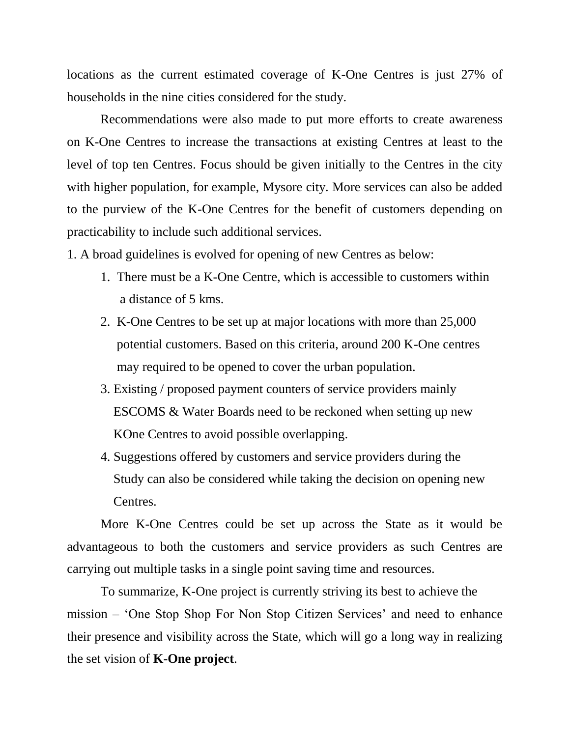locations as the current estimated coverage of K-One Centres is just 27% of households in the nine cities considered for the study.

Recommendations were also made to put more efforts to create awareness on K-One Centres to increase the transactions at existing Centres at least to the level of top ten Centres. Focus should be given initially to the Centres in the city with higher population, for example, Mysore city. More services can also be added to the purview of the K-One Centres for the benefit of customers depending on practicability to include such additional services.

1. A broad guidelines is evolved for opening of new Centres as below:

   1. There must be a K-One Centre, which is accessible to customers within a distance of 5 kms.
   2. K-One Centres to be set up at major locations with more than 25,000 potential customers. Based on this criteria, around 200 K-One centres may required to be opened to cover the urban population.
   3. Existing / proposed payment counters of service providers mainly ESCOMS & Water Boards need to be reckoned when setting up new KOne Centres to avoid possible overlapping.
   4. Suggestions offered by customers and service providers during the Study can also be considered while taking the decision on opening new Centres.

More K-One Centres could be set up across the State as it would be advantageous to both the customers and service providers as such Centres are carrying out multiple tasks in a single point saving time and resources.

To summarize, K-One project is currently striving its best to achieve the mission – 'One Stop Shop For Non Stop Citizen Services' and need to enhance their presence and visibility across the State, which will go a long way in realizing the set vision of **K-One project**.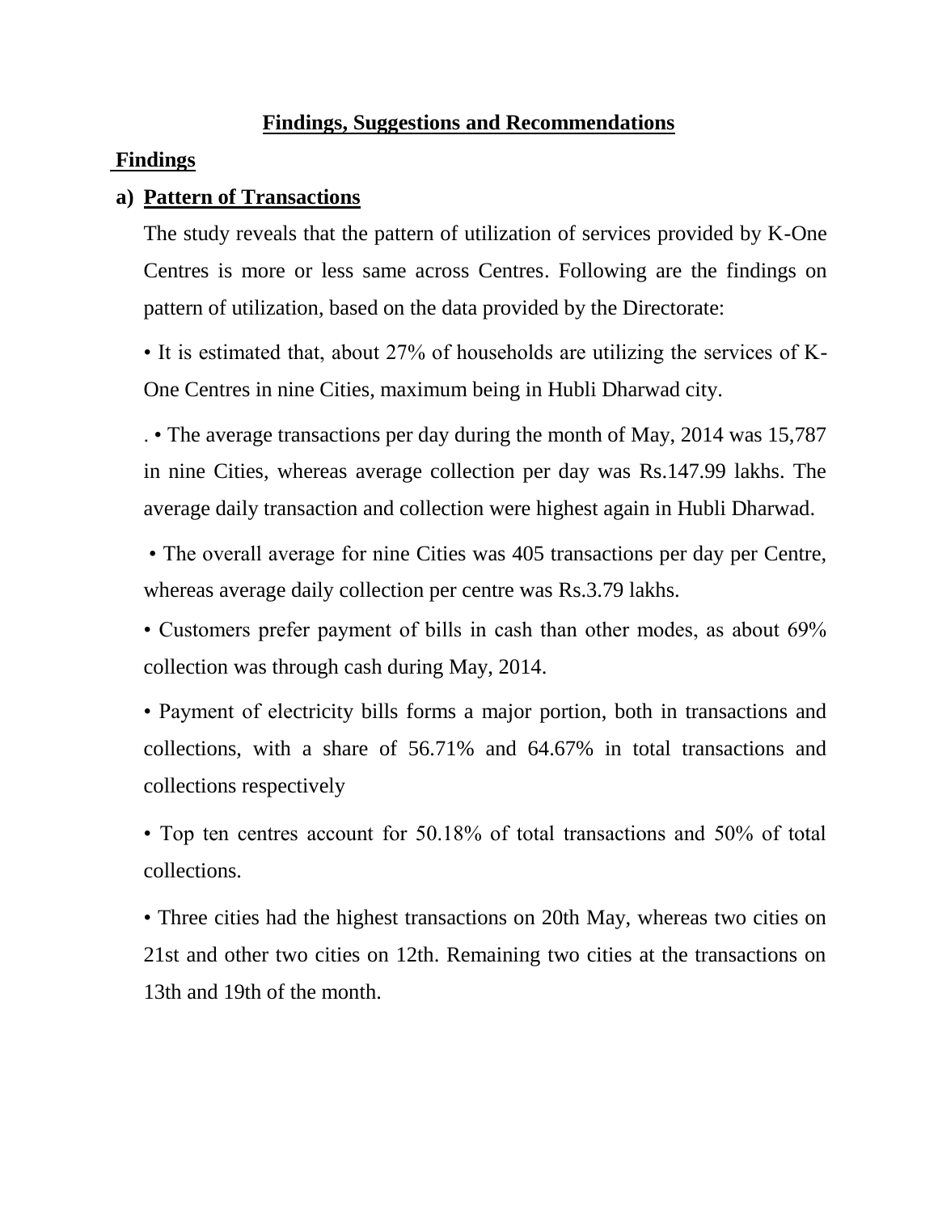# Findings, Suggestions and Recommendations

## Findings

### a) Pattern of Transactions

The study reveals that the pattern of utilization of services provided by K-One Centres is more or less same across Centres. Following are the findings on pattern of utilization, based on the data provided by the Directorate:

• It is estimated that, about 27% of households are utilizing the services of K-One Centres in nine Cities, maximum being in Hubli Dharwad city.

. • The average transactions per day during the month of May, 2014 was 15,787 in nine Cities, whereas average collection per day was Rs.147.99 lakhs. The average daily transaction and collection were highest again in Hubli Dharwad.

• The overall average for nine Cities was 405 transactions per day per Centre, whereas average daily collection per centre was Rs.3.79 lakhs.

• Customers prefer payment of bills in cash than other modes, as about 69% collection was through cash during May, 2014.

• Payment of electricity bills forms a major portion, both in transactions and collections, with a share of 56.71% and 64.67% in total transactions and collections respectively

• Top ten centres account for 50.18% of total transactions and 50% of total collections.

• Three cities had the highest transactions on 20th May, whereas two cities on 21st and other two cities on 12th. Remaining two cities at the transactions on 13th and 19th of the month.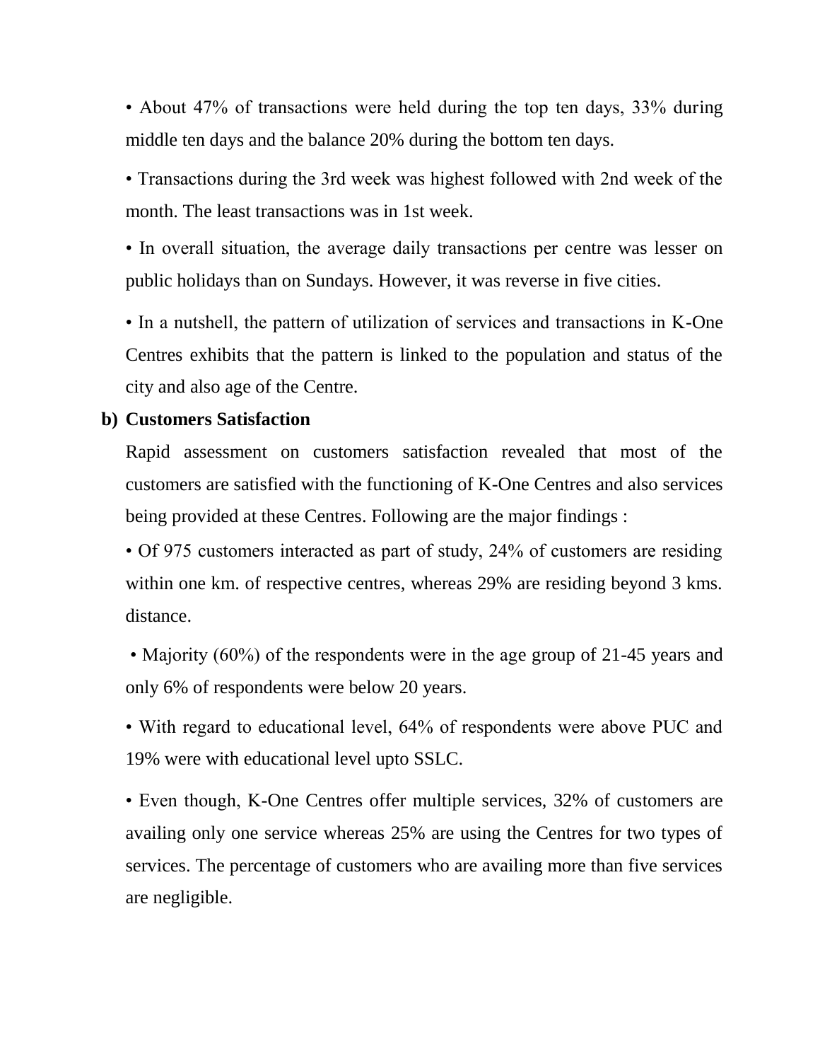• About 47% of transactions were held during the top ten days, 33% during middle ten days and the balance 20% during the bottom ten days.

• Transactions during the 3rd week was highest followed with 2nd week of the month. The least transactions was in 1st week.

• In overall situation, the average daily transactions per centre was lesser on public holidays than on Sundays. However, it was reverse in five cities.

• In a nutshell, the pattern of utilization of services and transactions in K-One Centres exhibits that the pattern is linked to the population and status of the city and also age of the Centre.

**b) Customers Satisfaction**

Rapid assessment on customers satisfaction revealed that most of the customers are satisfied with the functioning of K-One Centres and also services being provided at these Centres. Following are the major findings :

• Of 975 customers interacted as part of study, 24% of customers are residing within one km. of respective centres, whereas 29% are residing beyond 3 kms. distance.

• Majority (60%) of the respondents were in the age group of 21-45 years and only 6% of respondents were below 20 years.

• With regard to educational level, 64% of respondents were above PUC and 19% were with educational level upto SSLC.

• Even though, K-One Centres offer multiple services, 32% of customers are availing only one service whereas 25% are using the Centres for two types of services. The percentage of customers who are availing more than five services are negligible.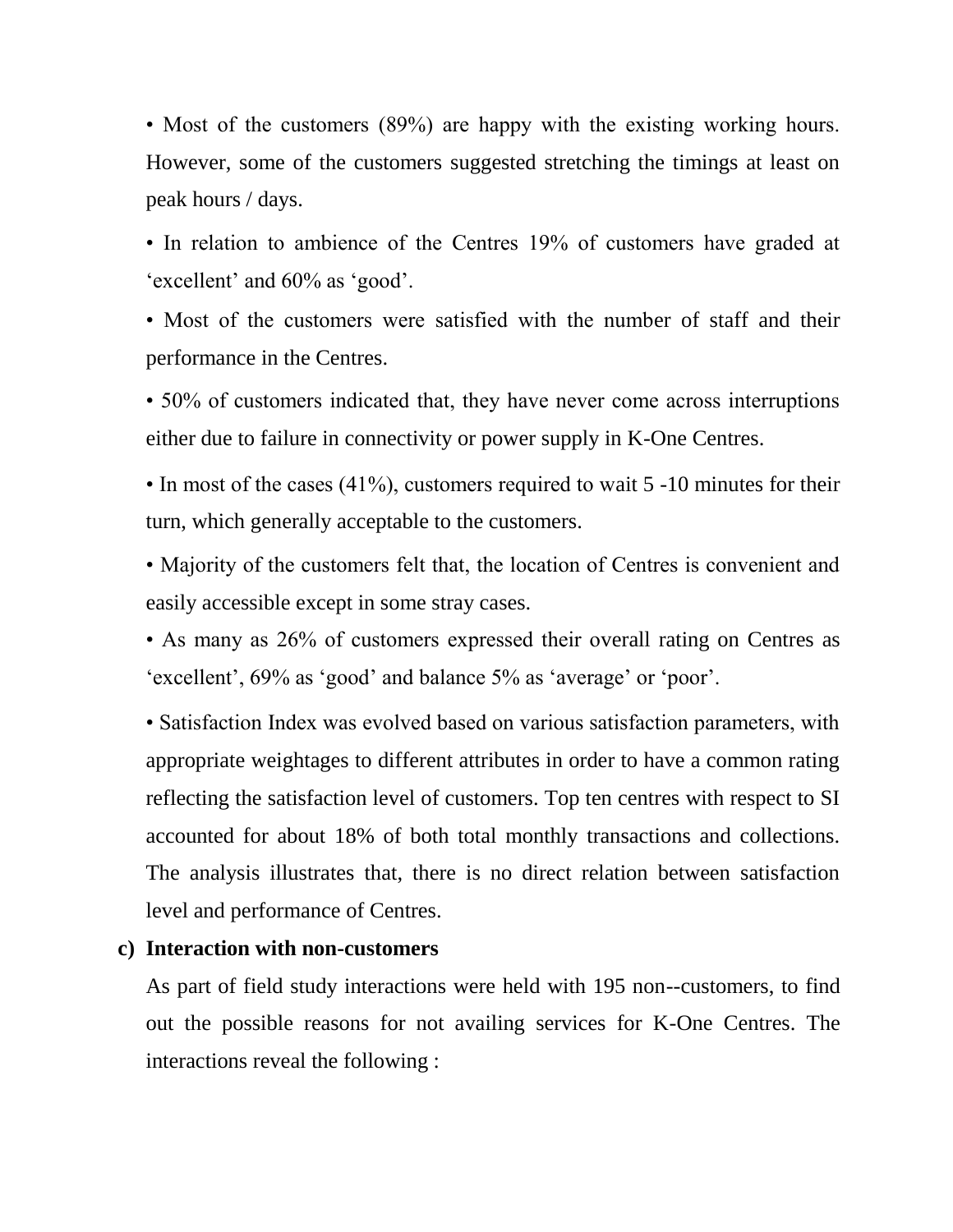- Most of the customers (89%) are happy with the existing working hours. However, some of the customers suggested stretching the timings at least on peak hours / days.
- In relation to ambience of the Centres 19% of customers have graded at 'excellent' and 60% as 'good'.
- Most of the customers were satisfied with the number of staff and their performance in the Centres.
- 50% of customers indicated that, they have never come across interruptions either due to failure in connectivity or power supply in K-One Centres.
- In most of the cases (41%), customers required to wait 5 -10 minutes for their turn, which generally acceptable to the customers.
- Majority of the customers felt that, the location of Centres is convenient and easily accessible except in some stray cases.
- As many as 26% of customers expressed their overall rating on Centres as 'excellent', 69% as 'good' and balance 5% as 'average' or 'poor'.
- Satisfaction Index was evolved based on various satisfaction parameters, with appropriate weightages to different attributes in order to have a common rating reflecting the satisfaction level of customers. Top ten centres with respect to SI accounted for about 18% of both total monthly transactions and collections. The analysis illustrates that, there is no direct relation between satisfaction level and performance of Centres.

**c) Interaction with non-customers**

As part of field study interactions were held with 195 non--customers, to find out the possible reasons for not availing services for K-One Centres. The interactions reveal the following :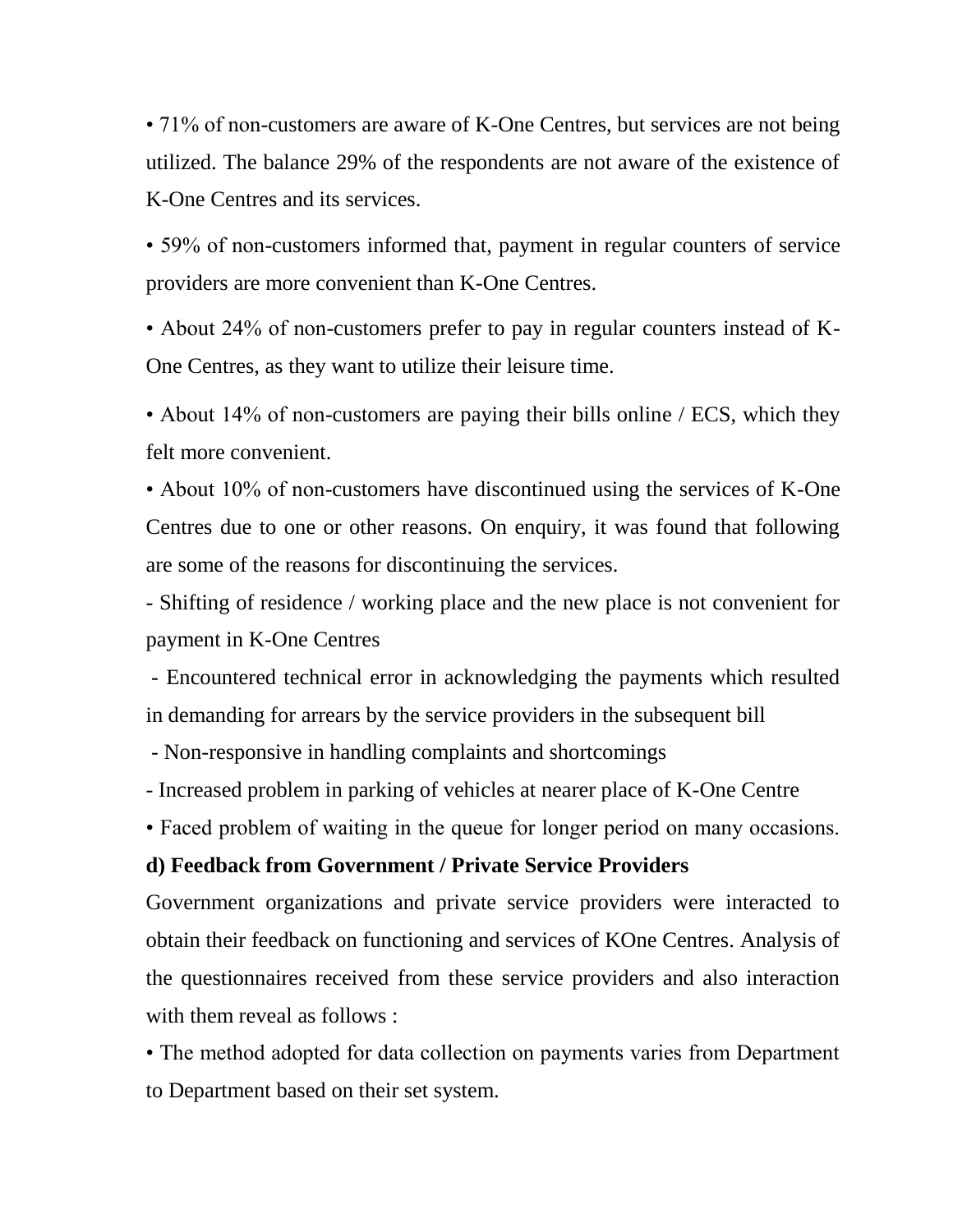- 71% of non-customers are aware of K-One Centres, but services are not being utilized. The balance 29% of the respondents are not aware of the existence of K-One Centres and its services.
- 59% of non-customers informed that, payment in regular counters of service providers are more convenient than K-One Centres.
- About 24% of non-customers prefer to pay in regular counters instead of K-One Centres, as they want to utilize their leisure time.
- About 14% of non-customers are paying their bills online / ECS, which they felt more convenient.
- About 10% of non-customers have discontinued using the services of K-One Centres due to one or other reasons. On enquiry, it was found that following are some of the reasons for discontinuing the services.
  - Shifting of residence / working place and the new place is not convenient for payment in K-One Centres
  - Encountered technical error in acknowledging the payments which resulted in demanding for arrears by the service providers in the subsequent bill
  - Non-responsive in handling complaints and shortcomings
  - Increased problem in parking of vehicles at nearer place of K-One Centre
- Faced problem of waiting in the queue for longer period on many occasions.

**d) Feedback from Government / Private Service Providers**

Government organizations and private service providers were interacted to obtain their feedback on functioning and services of KOne Centres. Analysis of the questionnaires received from these service providers and also interaction with them reveal as follows :

- The method adopted for data collection on payments varies from Department to Department based on their set system.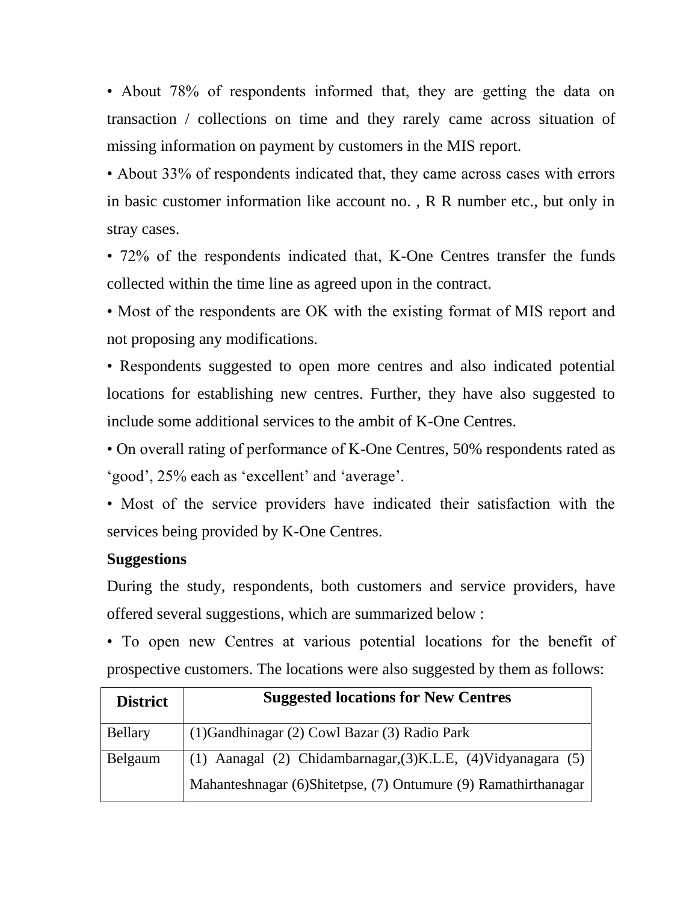• About 78% of respondents informed that, they are getting the data on transaction / collections on time and they rarely came across situation of missing information on payment by customers in the MIS report.

• About 33% of respondents indicated that, they came across cases with errors in basic customer information like account no. , R R number etc., but only in stray cases.

• 72% of the respondents indicated that, K-One Centres transfer the funds collected within the time line as agreed upon in the contract.

• Most of the respondents are OK with the existing format of MIS report and not proposing any modifications.

• Respondents suggested to open more centres and also indicated potential locations for establishing new centres. Further, they have also suggested to include some additional services to the ambit of K-One Centres.

• On overall rating of performance of K-One Centres, 50% respondents rated as 'good', 25% each as 'excellent' and 'average'.

• Most of the service providers have indicated their satisfaction with the services being provided by K-One Centres.

**Suggestions**

During the study, respondents, both customers and service providers, have offered several suggestions, which are summarized below :

• To open new Centres at various potential locations for the benefit of prospective customers. The locations were also suggested by them as follows:

| District | Suggested locations for New Centres |
|---|---|
| Bellary | (1)Gandhinagar (2) Cowl Bazar (3) Radio Park |
| Belgaum | (1) Aanagal (2) Chidambarnagar,(3)K.L.E, (4)Vidyanagara (5) Mahanteshnagar (6)Shitetpse, (7) Ontumure (9) Ramathirthanagar |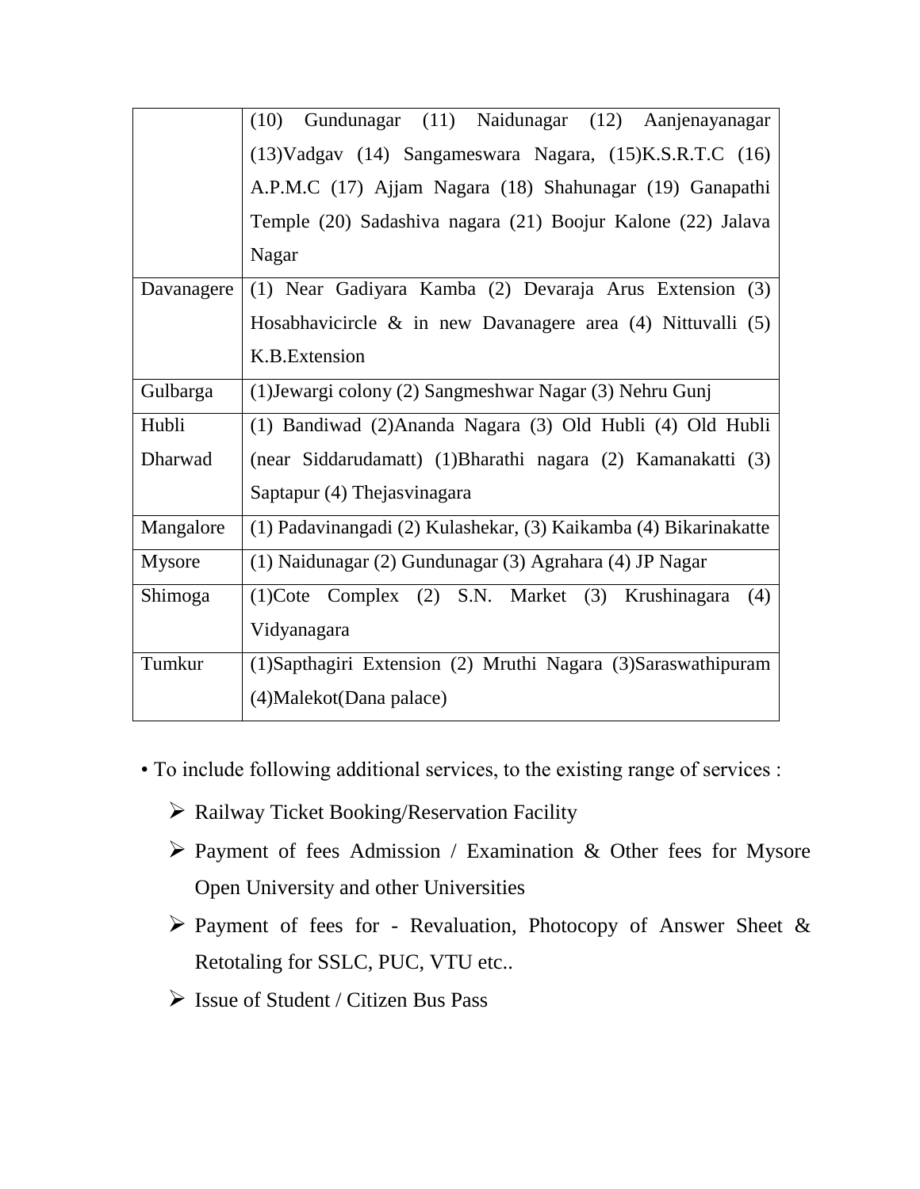| | |
|---|---|
| | (10) Gundunagar (11) Naidunagar (12) Aanjenayanagar (13)Vadgav (14) Sangameswara Nagara, (15)K.S.R.T.C (16) A.P.M.C (17) Ajjam Nagara (18) Shahunagar (19) Ganapathi Temple (20) Sadashiva nagara (21) Boojur Kalone (22) Jalava Nagar |
| Davanagere | (1) Near Gadiyara Kamba (2) Devaraja Arus Extension (3) Hosabhavicircle & in new Davanagere area (4) Nittuvalli (5) K.B.Extension |
| Gulbarga | (1)Jewargi colony (2) Sangmeshwar Nagar (3) Nehru Gunj |
| Hubli<br>Dharwad | (1) Bandiwad (2)Ananda Nagara (3) Old Hubli (4) Old Hubli (near Siddarudamatt) (1)Bharathi nagara (2) Kamanakatti (3) Saptapur (4) Thejasvinagara |
| Mangalore | (1) Padavinangadi (2) Kulashekar, (3) Kaikamba (4) Bikarinakatte |
| Mysore | (1) Naidunagar (2) Gundunagar (3) Agrahara (4) JP Nagar |
| Shimoga | (1)Cote Complex (2) S.N. Market (3) Krushinagara (4) Vidyanagara |
| Tumkur | (1)Sapthagiri Extension (2) Mruthi Nagara (3)Saraswathipuram (4)Malekot(Dana palace) |

- To include following additional services, to the existing range of services :
  - Railway Ticket Booking/Reservation Facility
  - Payment of fees Admission / Examination & Other fees for Mysore Open University and other Universities
  - Payment of fees for - Revaluation, Photocopy of Answer Sheet & Retotaling for SSLC, PUC, VTU etc..
  - Issue of Student / Citizen Bus Pass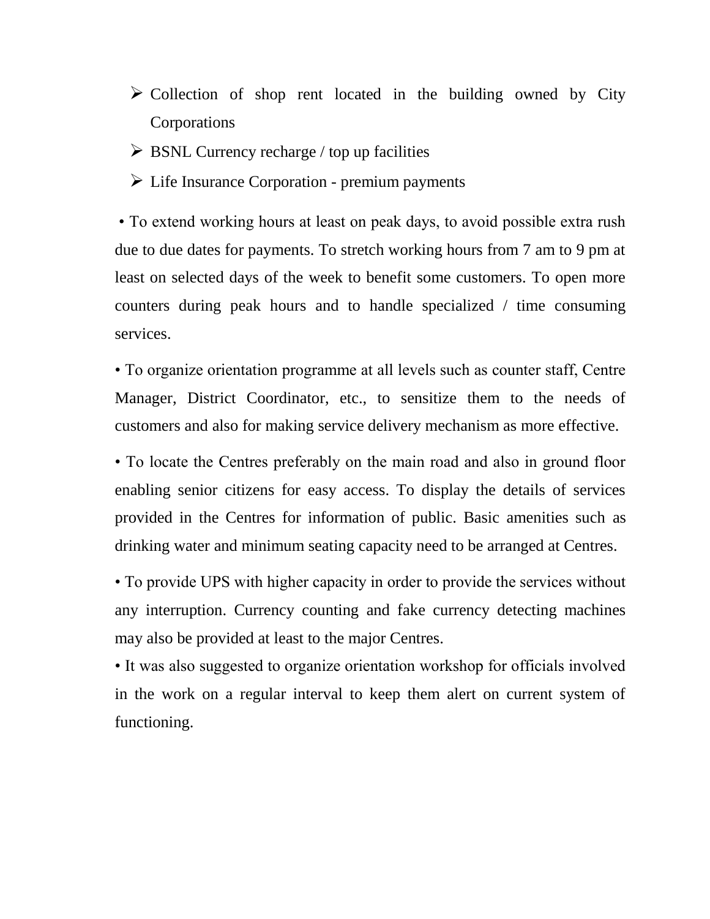- Collection of shop rent located in the building owned by City Corporations
- BSNL Currency recharge / top up facilities
- Life Insurance Corporation - premium payments

• To extend working hours at least on peak days, to avoid possible extra rush due to due dates for payments. To stretch working hours from 7 am to 9 pm at least on selected days of the week to benefit some customers. To open more counters during peak hours and to handle specialized / time consuming services.

• To organize orientation programme at all levels such as counter staff, Centre Manager, District Coordinator, etc., to sensitize them to the needs of customers and also for making service delivery mechanism as more effective.

• To locate the Centres preferably on the main road and also in ground floor enabling senior citizens for easy access. To display the details of services provided in the Centres for information of public. Basic amenities such as drinking water and minimum seating capacity need to be arranged at Centres.

• To provide UPS with higher capacity in order to provide the services without any interruption. Currency counting and fake currency detecting machines may also be provided at least to the major Centres.

• It was also suggested to organize orientation workshop for officials involved in the work on a regular interval to keep them alert on current system of functioning.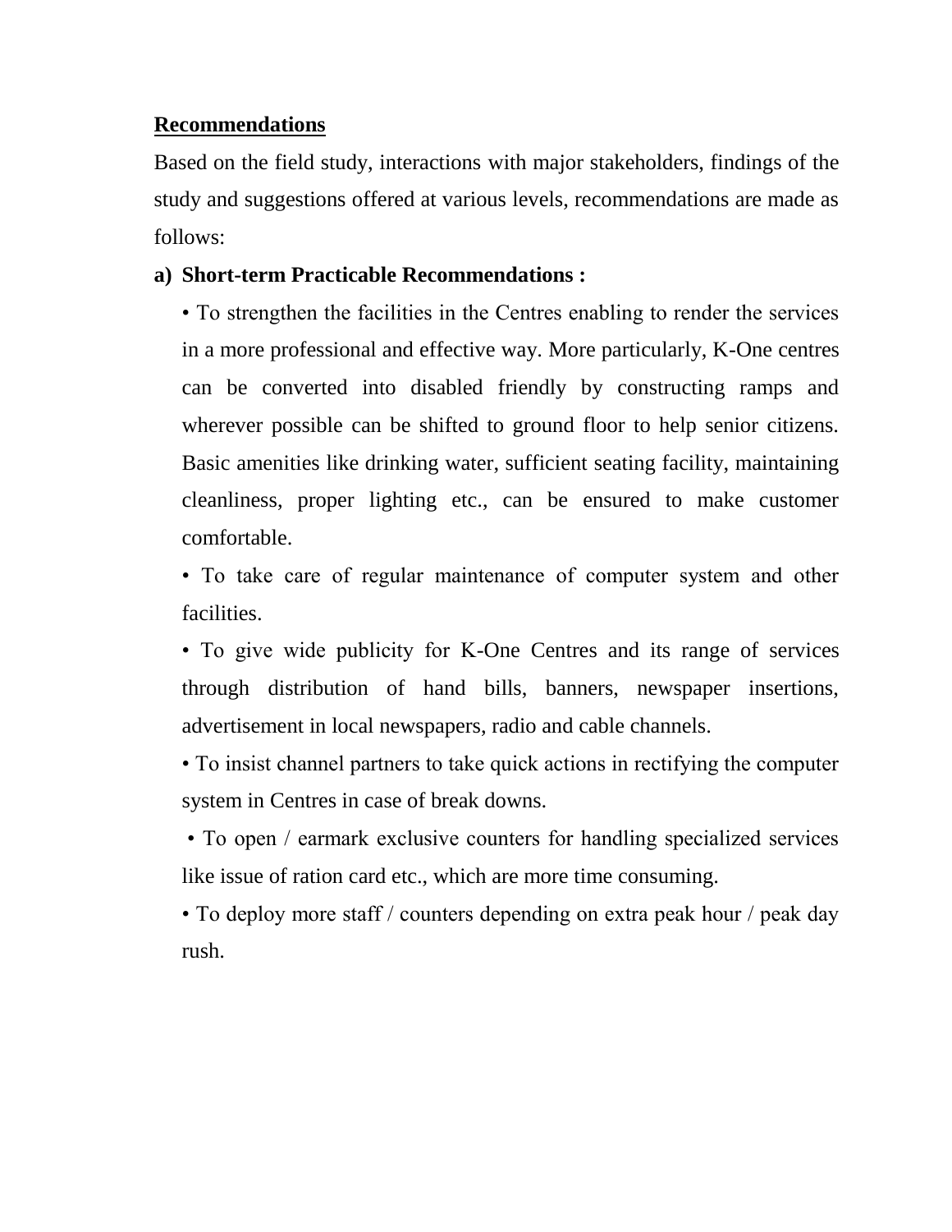## Recommendations

Based on the field study, interactions with major stakeholders, findings of the study and suggestions offered at various levels, recommendations are made as follows:

**a) Short-term Practicable Recommendations :**

- To strengthen the facilities in the Centres enabling to render the services in a more professional and effective way. More particularly, K-One centres can be converted into disabled friendly by constructing ramps and wherever possible can be shifted to ground floor to help senior citizens. Basic amenities like drinking water, sufficient seating facility, maintaining cleanliness, proper lighting etc., can be ensured to make customer comfortable.
- To take care of regular maintenance of computer system and other facilities.
- To give wide publicity for K-One Centres and its range of services through distribution of hand bills, banners, newspaper insertions, advertisement in local newspapers, radio and cable channels.
- To insist channel partners to take quick actions in rectifying the computer system in Centres in case of break downs.
- To open / earmark exclusive counters for handling specialized services like issue of ration card etc., which are more time consuming.
- To deploy more staff / counters depending on extra peak hour / peak day rush.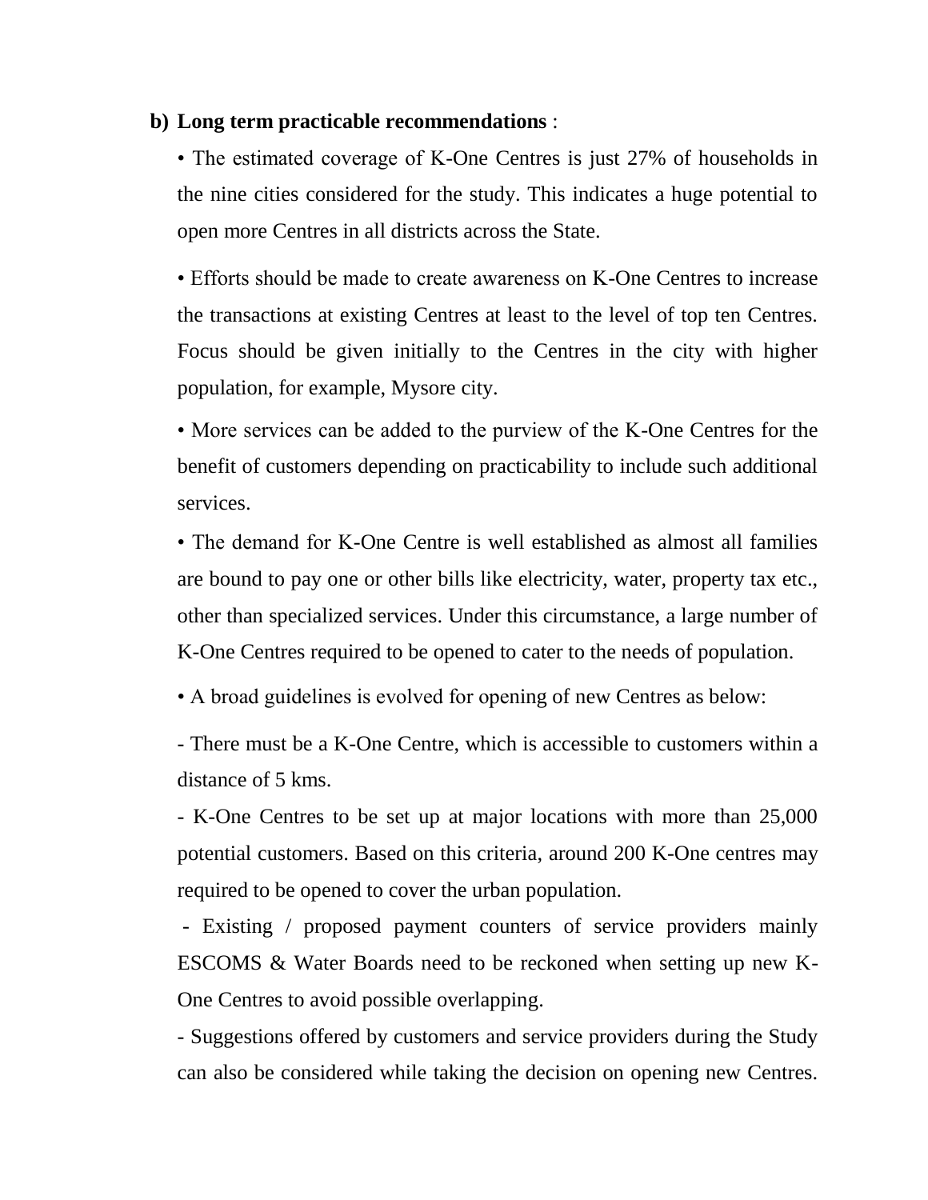**b) Long term practicable recommendations** :

• The estimated coverage of K-One Centres is just 27% of households in the nine cities considered for the study. This indicates a huge potential to open more Centres in all districts across the State.

• Efforts should be made to create awareness on K-One Centres to increase the transactions at existing Centres at least to the level of top ten Centres. Focus should be given initially to the Centres in the city with higher population, for example, Mysore city.

• More services can be added to the purview of the K-One Centres for the benefit of customers depending on practicability to include such additional services.

• The demand for K-One Centre is well established as almost all families are bound to pay one or other bills like electricity, water, property tax etc., other than specialized services. Under this circumstance, a large number of K-One Centres required to be opened to cater to the needs of population.

• A broad guidelines is evolved for opening of new Centres as below:

- There must be a K-One Centre, which is accessible to customers within a distance of 5 kms.
- K-One Centres to be set up at major locations with more than 25,000 potential customers. Based on this criteria, around 200 K-One centres may required to be opened to cover the urban population.
- Existing / proposed payment counters of service providers mainly ESCOMS & Water Boards need to be reckoned when setting up new K-One Centres to avoid possible overlapping.
- Suggestions offered by customers and service providers during the Study can also be considered while taking the decision on opening new Centres.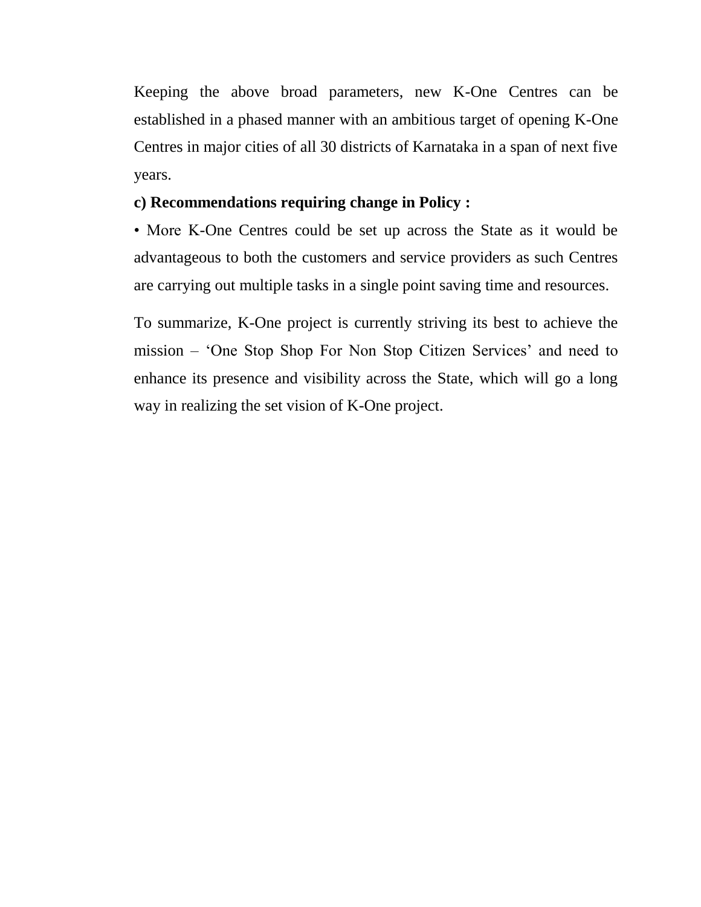Keeping the above broad parameters, new K-One Centres can be established in a phased manner with an ambitious target of opening K-One Centres in major cities of all 30 districts of Karnataka in a span of next five years.

**c) Recommendations requiring change in Policy :**

- More K-One Centres could be set up across the State as it would be advantageous to both the customers and service providers as such Centres are carrying out multiple tasks in a single point saving time and resources.

To summarize, K-One project is currently striving its best to achieve the mission – 'One Stop Shop For Non Stop Citizen Services' and need to enhance its presence and visibility across the State, which will go a long way in realizing the set vision of K-One project.